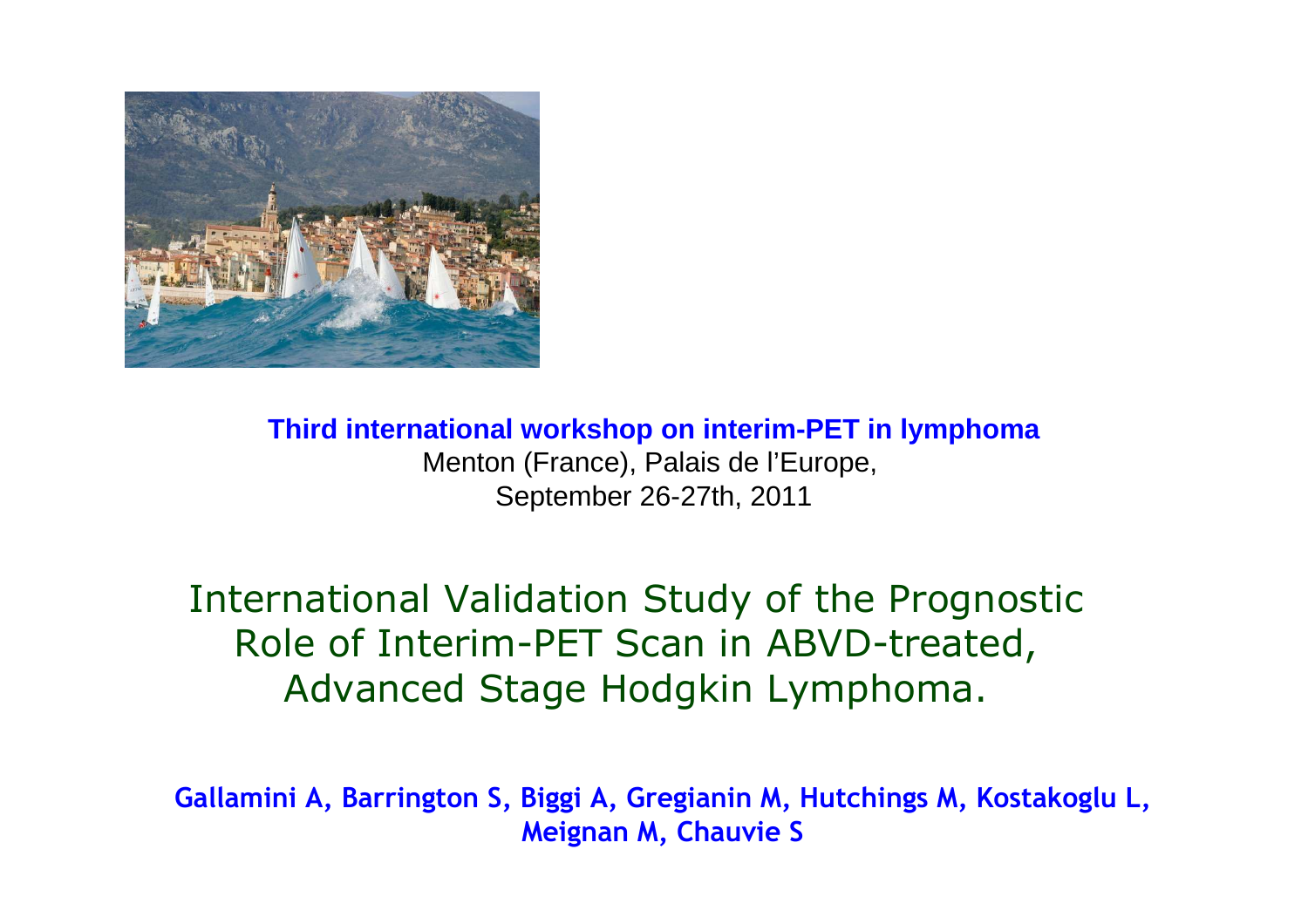**Third international workshop on interim-PET in lymphoma**

Menton (France), Palais de l'Europe,

September 26-27th, 2011

# International Validation Study of the Prognostic Role of Interim-PET Scan in ABVD-treated, Advanced Stage Hodgkin Lymphoma.

**Gallamini A, Barrington S, Biggi A, Gregianin M, Hutchings M, Kostakoglu L, Meignan M, Chauvie S**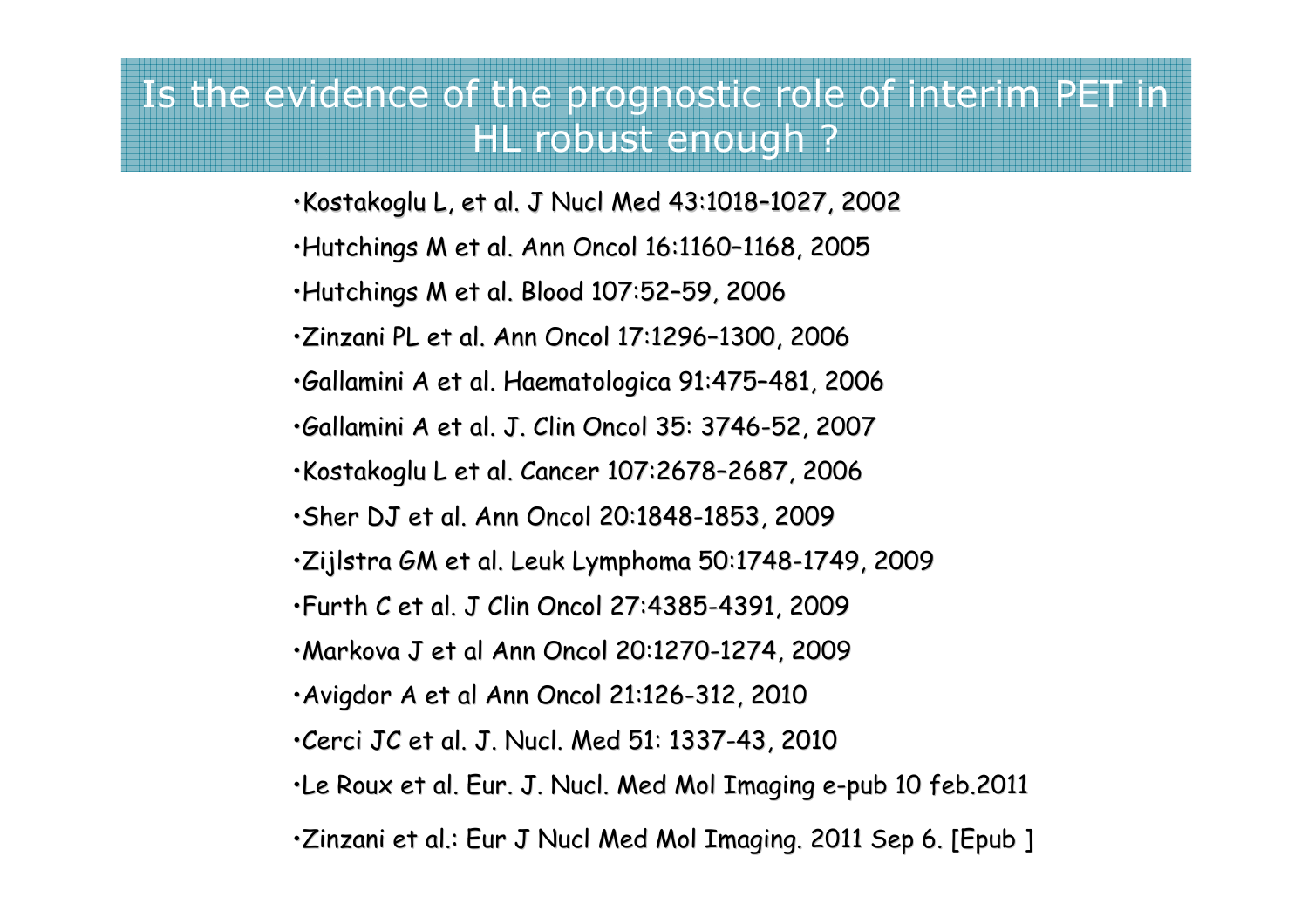# Is the evidence of the prognostic role of interim PET in HL robust enough ?

- Kostakoglu L, et al. J Nucl Med 43:1018–1027, 2002
- Hutchings M et al. Ann Oncol 16:1160–1168, 2005
- Hutchings M et al. Blood 107:52–59, 2006
- Zinzani PL et al. Ann Oncol 17:1296–1300, 2006
- Gallamini A et al. Haematologica 91:475–481, 2006
- Gallamini A et al. J. Clin Oncol 35: 3746-52, 2007
- Kostakoglu L et al. Cancer 107:2678–2687, 2006
- Sher DJ et al. Ann Oncol 20:1848-1853, 2009
- Zijlstra GM et al. Leuk Lymphoma 50:1748-1749, 2009
- Furth C et al. J Clin Oncol 27:4385-4391, 2009
- Markova J et al Ann Oncol 20:1270-1274, 2009
- Avigdor A et al Ann Oncol 21:126-312, 2010
- Cerci JC et al. J. Nucl. Med 51: 1337-43, 2010
- Le Roux et al. Eur. J. Nucl. Med Mol Imaging e-pub 10 feb.2011
- Zinzani et al.: Eur J Nucl Med Mol Imaging. 2011 Sep 6. [Epub ]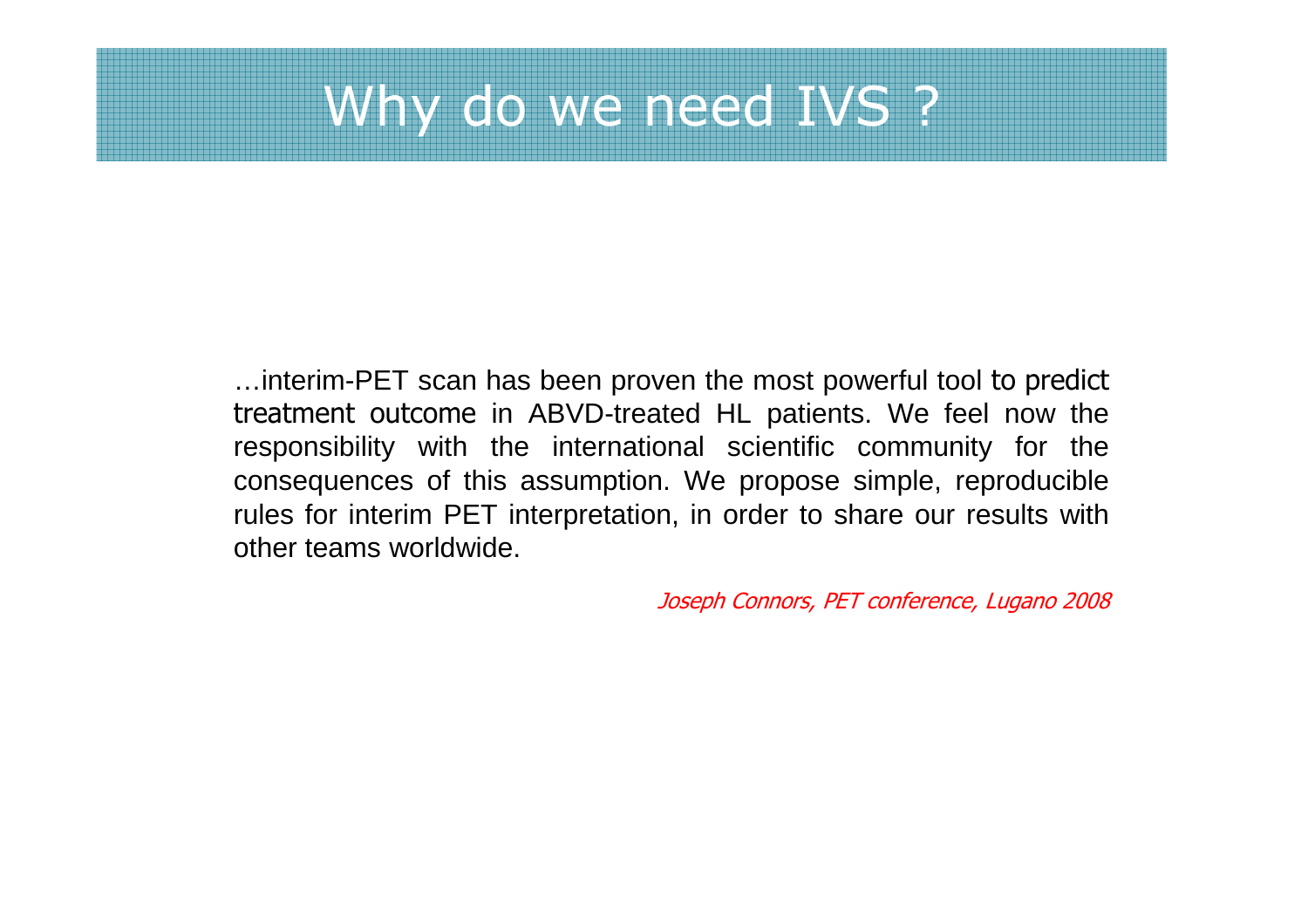# Why do we need IVS ?

…interim-PET scan has been proven the most powerful tool to predict treatment outcome in ABVD-treated HL patients. We feel now the responsibility with the international scientific community for the consequences of this assumption. We propose simple, reproducible rules for interim PET interpretation, in order to share our results with other teams worldwide.

*Joseph Connors, PET conference, Lugano 2008*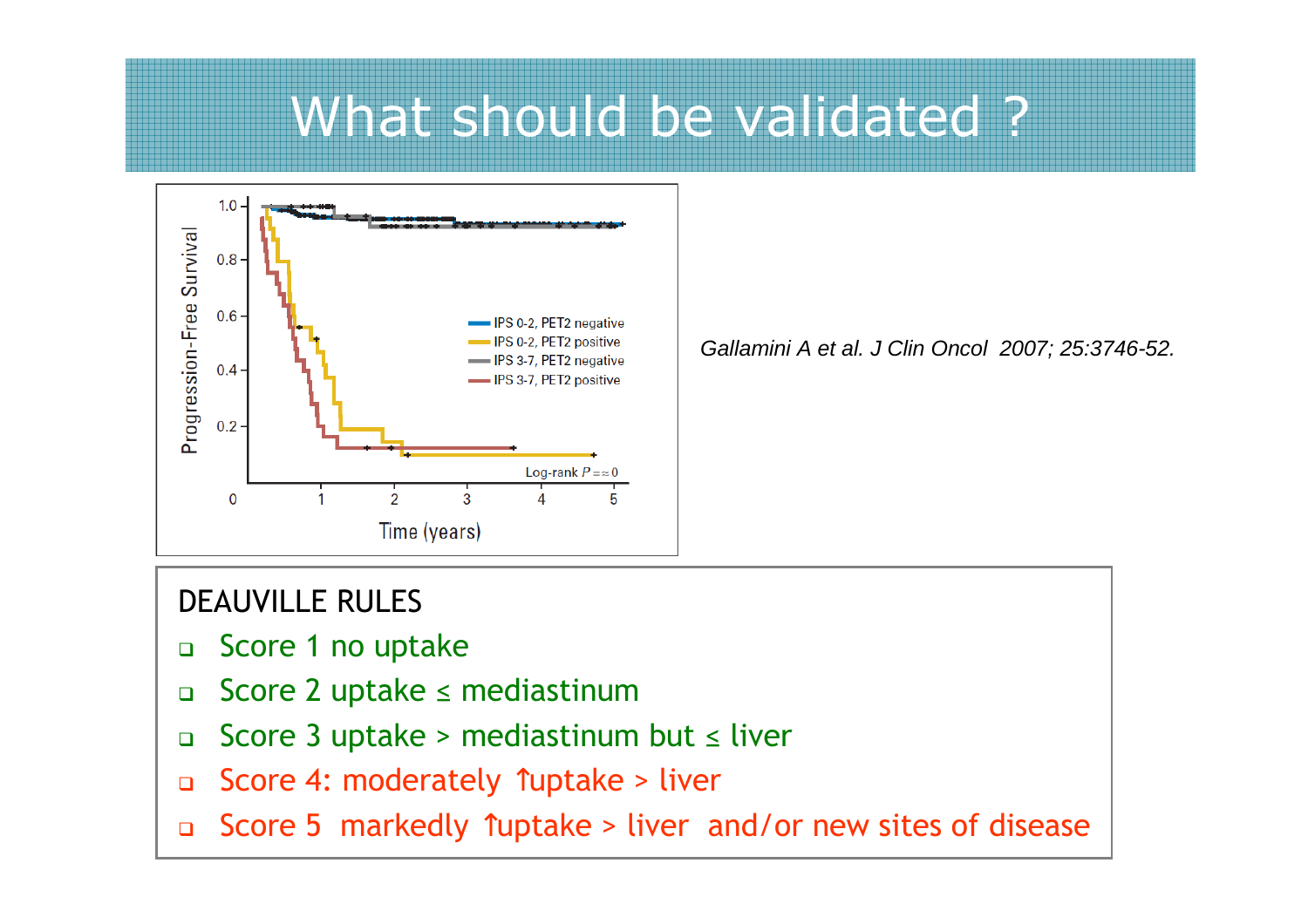# What should be validated ?

Gallamini A et al. J Clin Oncol 2007; 25:3746-52.

DEAUVILLE RULES

- Score 1 no uptake
- Score 2 uptake ≤ mediastinum
- Score 3 uptake > mediastinum but ≤ liver
- Score 4: moderately ↑uptake > liver
- Score 5 markedly ↑uptake > liver and/or new sites of disease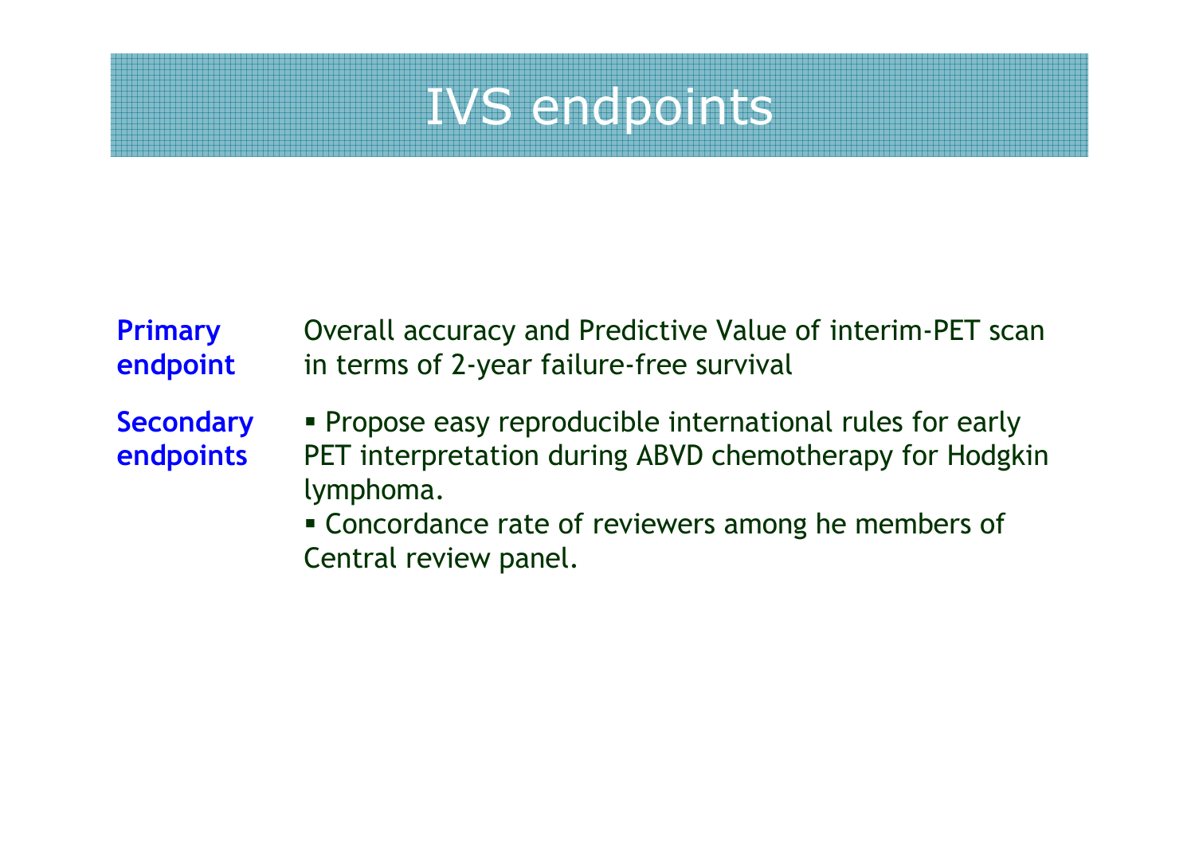# IVS endpoints

**Primary endpoint**

Overall accuracy and Predictive Value of interim-PET scan in terms of 2-year failure-free survival

**Secondary endpoints**

- Propose easy reproducible international rules for early PET interpretation during ABVD chemotherapy for Hodgkin lymphoma.
- Concordance rate of reviewers among he members of Central review panel.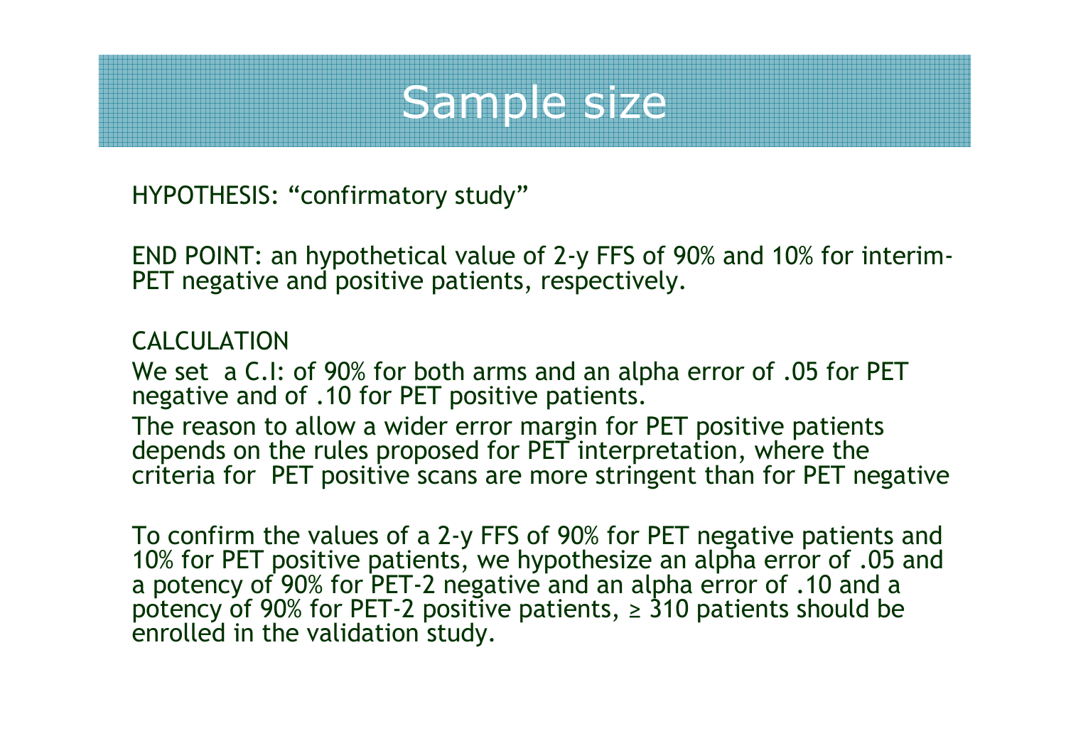# Sample size

HYPOTHESIS: "confirmatory study"

END POINT: an hypothetical value of 2-y FFS of 90% and 10% for interim-PET negative and positive patients, respectively.

CALCULATION

We set a C.I: of 90% for both arms and an alpha error of .05 for PET negative and of .10 for PET positive patients.

The reason to allow a wider error margin for PET positive patients depends on the rules proposed for PET interpretation, where the criteria for PET positive scans are more stringent than for PET negative

To confirm the values of a 2-y FFS of 90% for PET negative patients and 10% for PET positive patients, we hypothesize an alpha error of .05 and a potency of 90% for PET-2 negative and an alpha error of .10 and a potency of 90% for PET-2 positive patients, ≥ 310 patients should be enrolled in the validation study.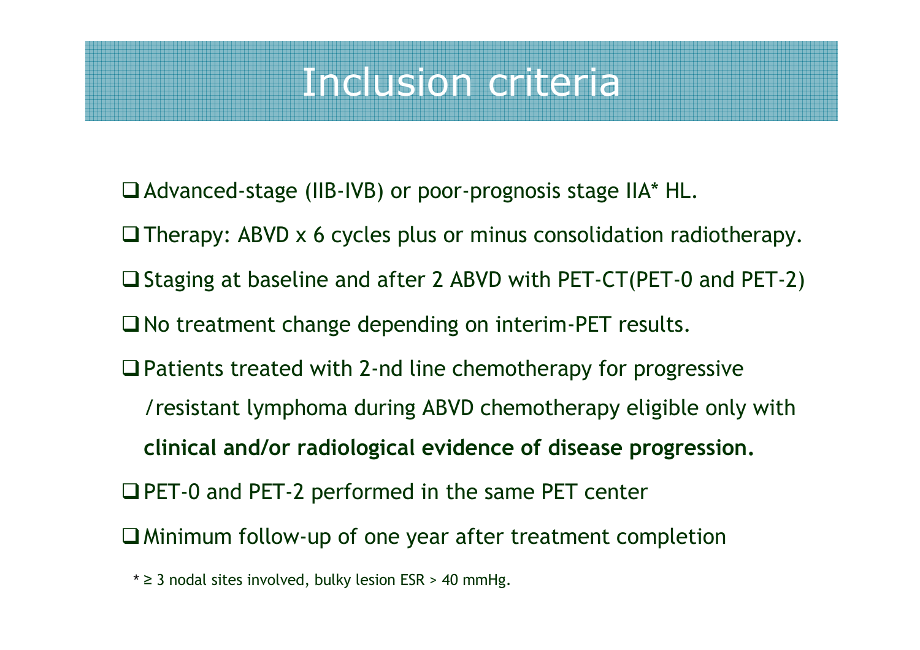# Inclusion criteria

- Advanced-stage (IIB-IVB) or poor-prognosis stage IIA* HL.
- Therapy: ABVD x 6 cycles plus or minus consolidation radiotherapy.
- Staging at baseline and after 2 ABVD with PET-CT(PET-0 and PET-2)
- No treatment change depending on interim-PET results.
- Patients treated with 2-nd line chemotherapy for progressive /resistant lymphoma during ABVD chemotherapy eligible only with **clinical and/or radiological evidence of disease progression.**
- PET-0 and PET-2 performed in the same PET center
- Minimum follow-up of one year after treatment completion

\* ≥ 3 nodal sites involved, bulky lesion ESR > 40 mmHg.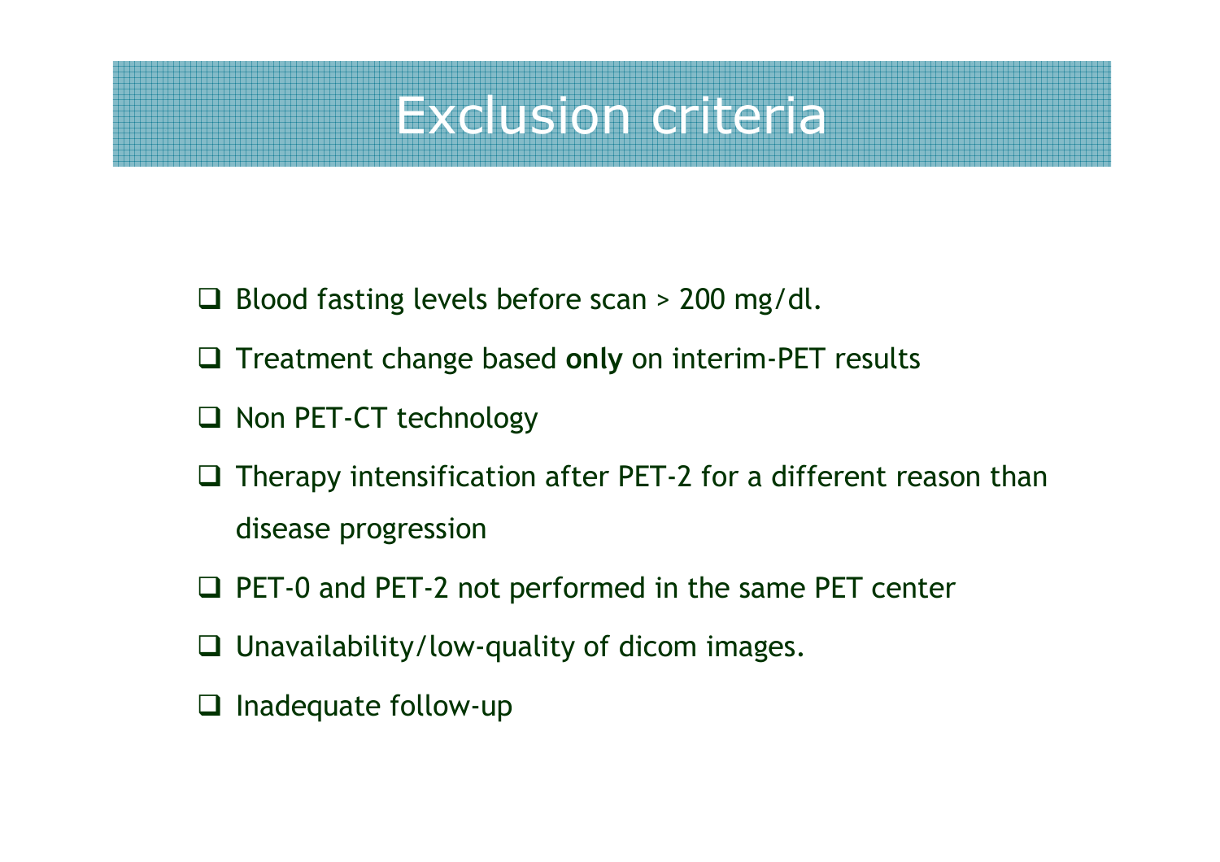# Exclusion criteria

- Blood fasting levels before scan > 200 mg/dl.
- Treatment change based **only** on interim-PET results
- Non PET-CT technology
- Therapy intensification after PET-2 for a different reason than disease progression
- PET-0 and PET-2 not performed in the same PET center
- Unavailability/low-quality of dicom images.
- Inadequate follow-up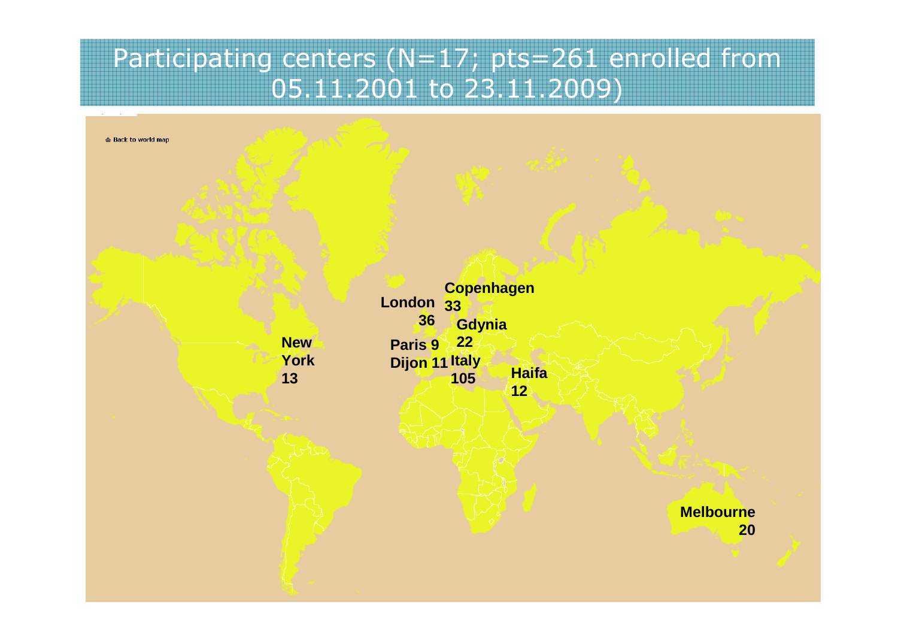# Participating centers (N=17; pts=261 enrolled from 05.11.2001 to 23.11.2009)

Back to world map

New York 13

London 36

Copenhagen 33

Gdynia 22

Paris 9

Dijon 11

Italy 105

Haifa 12

Melbourne 20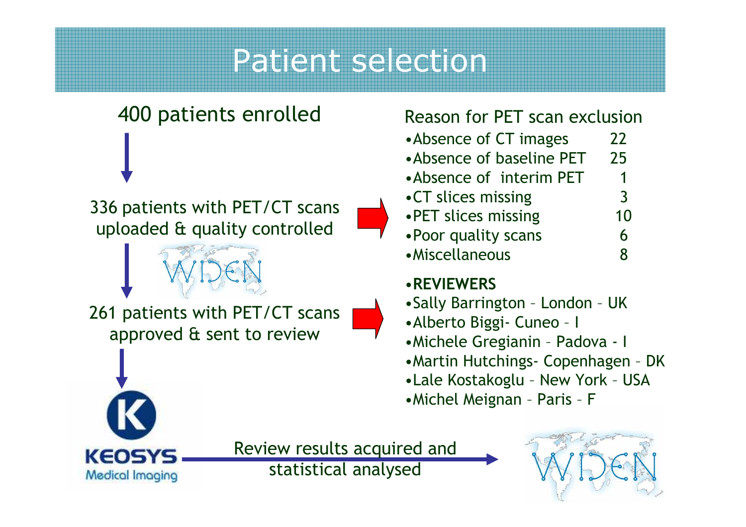# Patient selection

400 patients enrolled

336 patients with PET/CT scans uploaded & quality controlled

261 patients with PET/CT scans approved & sent to review

Review results acquired and statistical analysed

Reason for PET scan exclusion

| Reason | Count |
|---|---|
| Absence of CT images | 22 |
| Absence of baseline PET | 25 |
| Absence of interim PET | 1 |
| CT slices missing | 3 |
| PET slices missing | 10 |
| Poor quality scans | 6 |
| Miscellaneous | 8 |

- **REVIEWERS**
- Sally Barrington – London – UK
- Alberto Biggi- Cuneo – I
- Michele Gregianin – Padova - I
- Martin Hutchings- Copenhagen – DK
- Lale Kostakoglu – New York – USA
- Michel Meignan – Paris – F

KEOSYS Medical Imaging

WIDEN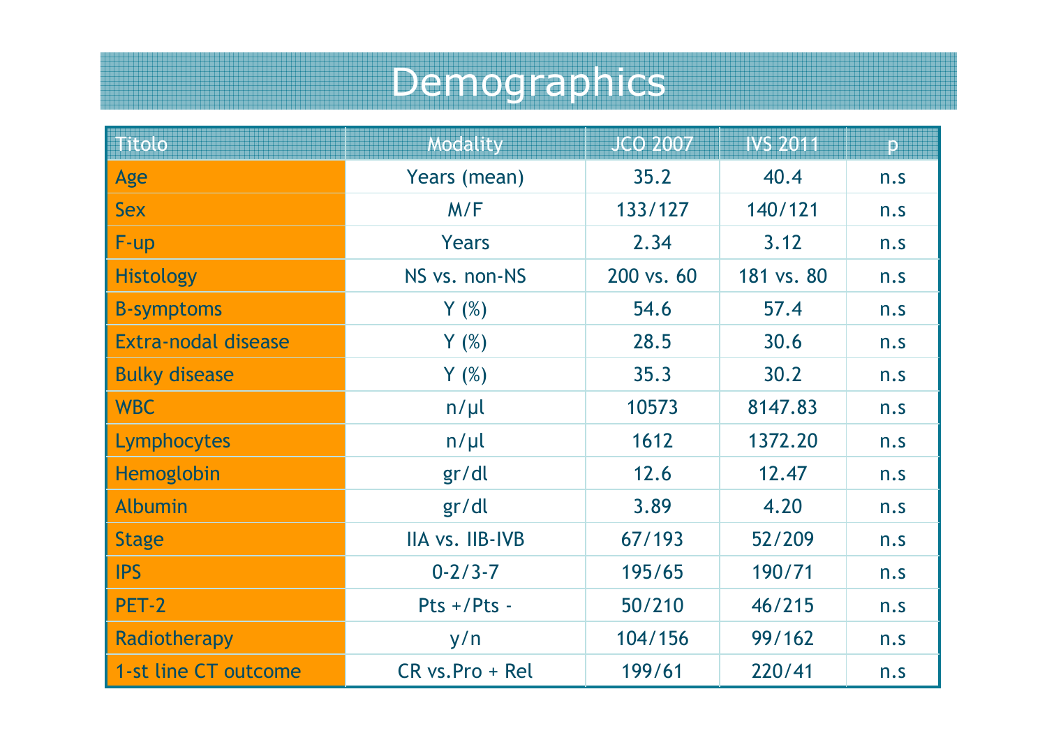# Demographics

| Titolo | Modality | JCO 2007 | IVS 2011 | p |
|---|---|---|---|---|
| Age | Years (mean) | 35.2 | 40.4 | n.s |
| Sex | M/F | 133/127 | 140/121 | n.s |
| F-up | Years | 2.34 | 3.12 | n.s |
| Histology | NS vs. non-NS | 200 vs. 60 | 181 vs. 80 | n.s |
| B-symptoms | Y (%) | 54.6 | 57.4 | n.s |
| Extra-nodal disease | Y (%) | 28.5 | 30.6 | n.s |
| Bulky disease | Y (%) | 35.3 | 30.2 | n.s |
| WBC | n/µl | 10573 | 8147.83 | n.s |
| Lymphocytes | n/µl | 1612 | 1372.20 | n.s |
| Hemoglobin | gr/dl | 12.6 | 12.47 | n.s |
| Albumin | gr/dl | 3.89 | 4.20 | n.s |
| Stage | IIA vs. IIB-IVB | 67/193 | 52/209 | n.s |
| IPS | 0-2/3-7 | 195/65 | 190/71 | n.s |
| PET-2 | Pts +/Pts - | 50/210 | 46/215 | n.s |
| Radiotherapy | y/n | 104/156 | 99/162 | n.s |
| 1-st line CT outcome | CR vs.Pro + Rel | 199/61 | 220/41 | n.s |